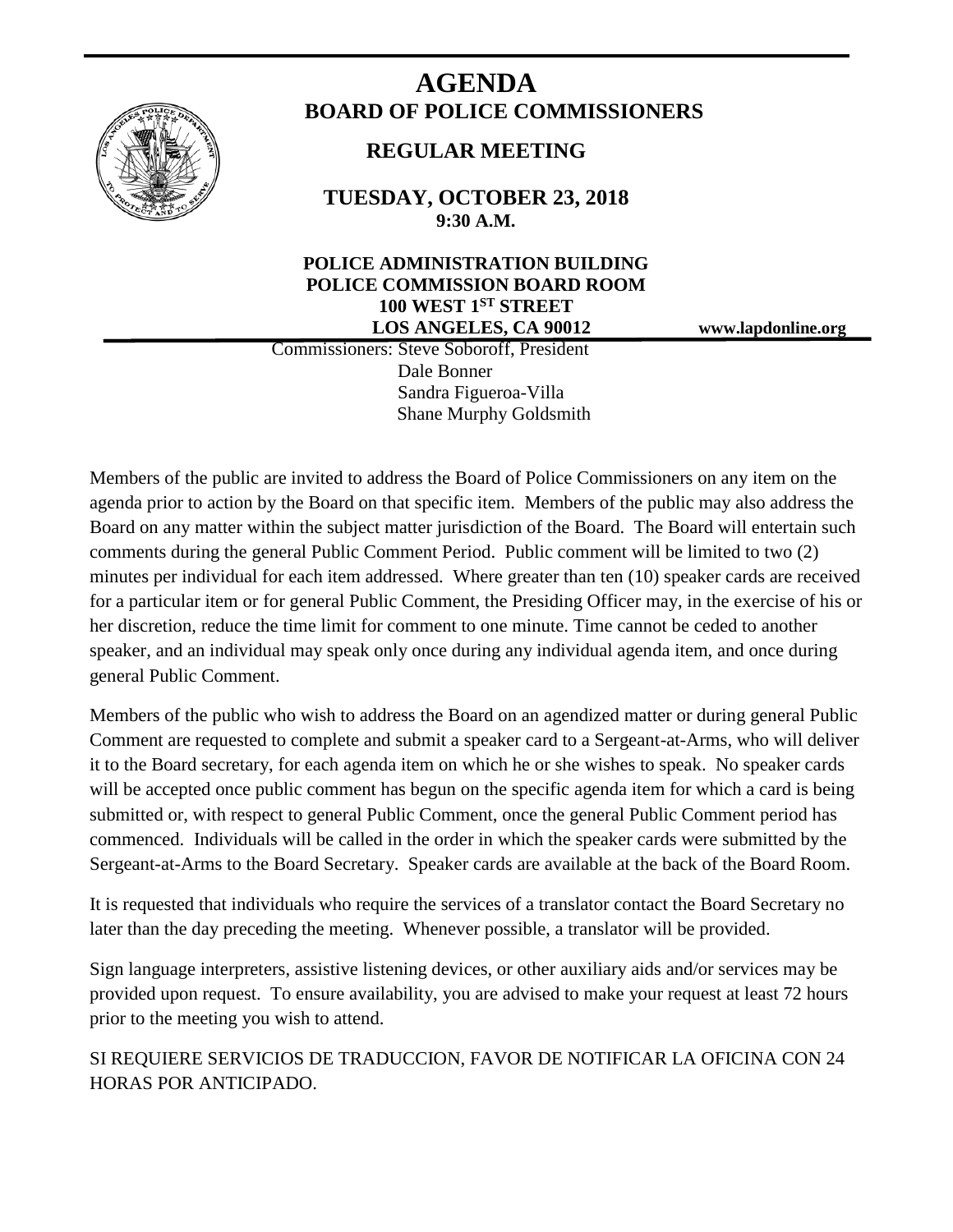# AGENDA

## BOARD OF POLICE COMMISSIONERS

### REGULAR MEETING

**TUESDAY, OCTOBER 23, 2018**
**9:30 A.M.**

**POLICE ADMINISTRATION BUILDING**
**POLICE COMMISSION BOARD ROOM**
**100 WEST 1ST STREET**
**LOS ANGELES, CA 90012**

**www.lapdonline.org**

Commissioners: Steve Soboroff, President
Dale Bonner
Sandra Figueroa-Villa
Shane Murphy Goldsmith

Members of the public are invited to address the Board of Police Commissioners on any item on the agenda prior to action by the Board on that specific item. Members of the public may also address the Board on any matter within the subject matter jurisdiction of the Board. The Board will entertain such comments during the general Public Comment Period. Public comment will be limited to two (2) minutes per individual for each item addressed. Where greater than ten (10) speaker cards are received for a particular item or for general Public Comment, the Presiding Officer may, in the exercise of his or her discretion, reduce the time limit for comment to one minute. Time cannot be ceded to another speaker, and an individual may speak only once during any individual agenda item, and once during general Public Comment.

Members of the public who wish to address the Board on an agendized matter or during general Public Comment are requested to complete and submit a speaker card to a Sergeant-at-Arms, who will deliver it to the Board secretary, for each agenda item on which he or she wishes to speak. No speaker cards will be accepted once public comment has begun on the specific agenda item for which a card is being submitted or, with respect to general Public Comment, once the general Public Comment period has commenced. Individuals will be called in the order in which the speaker cards were submitted by the Sergeant-at-Arms to the Board Secretary. Speaker cards are available at the back of the Board Room.

It is requested that individuals who require the services of a translator contact the Board Secretary no later than the day preceding the meeting. Whenever possible, a translator will be provided.

Sign language interpreters, assistive listening devices, or other auxiliary aids and/or services may be provided upon request. To ensure availability, you are advised to make your request at least 72 hours prior to the meeting you wish to attend.

SI REQUIERE SERVICIOS DE TRADUCCION, FAVOR DE NOTIFICAR LA OFICINA CON 24 HORAS POR ANTICIPADO.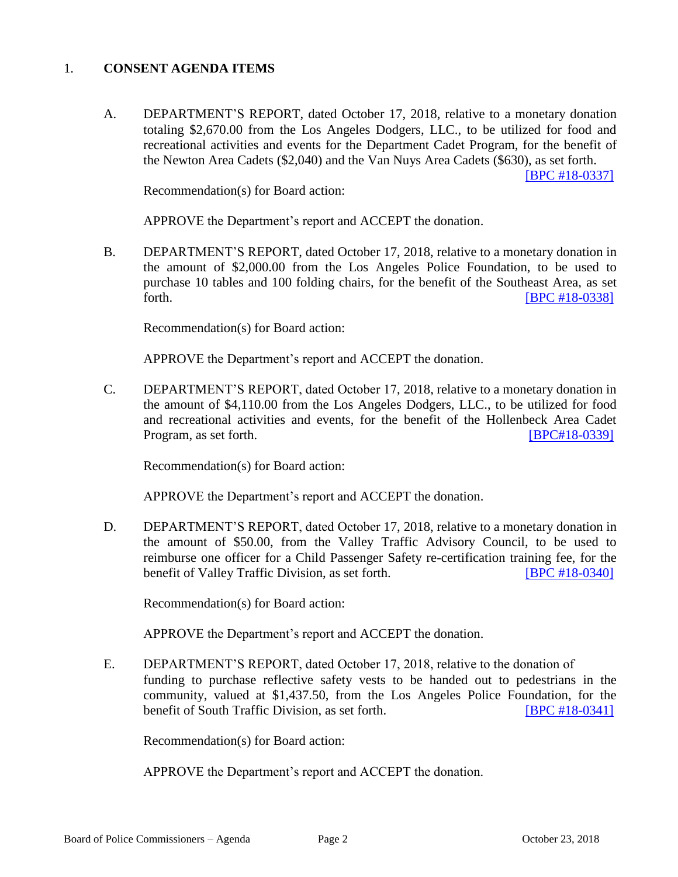1. **CONSENT AGENDA ITEMS**

A. DEPARTMENT'S REPORT, dated October 17, 2018, relative to a monetary donation totaling $2,670.00 from the Los Angeles Dodgers, LLC., to be utilized for food and recreational activities and events for the Department Cadet Program, for the benefit of the Newton Area Cadets ($2,040) and the Van Nuys Area Cadets ($630), as set forth. [BPC #18-0337]

Recommendation(s) for Board action:

APPROVE the Department's report and ACCEPT the donation.

B. DEPARTMENT'S REPORT, dated October 17, 2018, relative to a monetary donation in the amount of $2,000.00 from the Los Angeles Police Foundation, to be used to purchase 10 tables and 100 folding chairs, for the benefit of the Southeast Area, as set forth. [BPC #18-0338]

Recommendation(s) for Board action:

APPROVE the Department's report and ACCEPT the donation.

C. DEPARTMENT'S REPORT, dated October 17, 2018, relative to a monetary donation in the amount of $4,110.00 from the Los Angeles Dodgers, LLC., to be utilized for food and recreational activities and events, for the benefit of the Hollenbeck Area Cadet Program, as set forth. [BPC#18-0339]

Recommendation(s) for Board action:

APPROVE the Department's report and ACCEPT the donation.

D. DEPARTMENT'S REPORT, dated October 17, 2018, relative to a monetary donation in the amount of $50.00, from the Valley Traffic Advisory Council, to be used to reimburse one officer for a Child Passenger Safety re-certification training fee, for the benefit of Valley Traffic Division, as set forth. [BPC #18-0340]

Recommendation(s) for Board action:

APPROVE the Department's report and ACCEPT the donation.

E. DEPARTMENT'S REPORT, dated October 17, 2018, relative to the donation of funding to purchase reflective safety vests to be handed out to pedestrians in the community, valued at $1,437.50, from the Los Angeles Police Foundation, for the benefit of South Traffic Division, as set forth. [BPC #18-0341]

Recommendation(s) for Board action:

APPROVE the Department's report and ACCEPT the donation.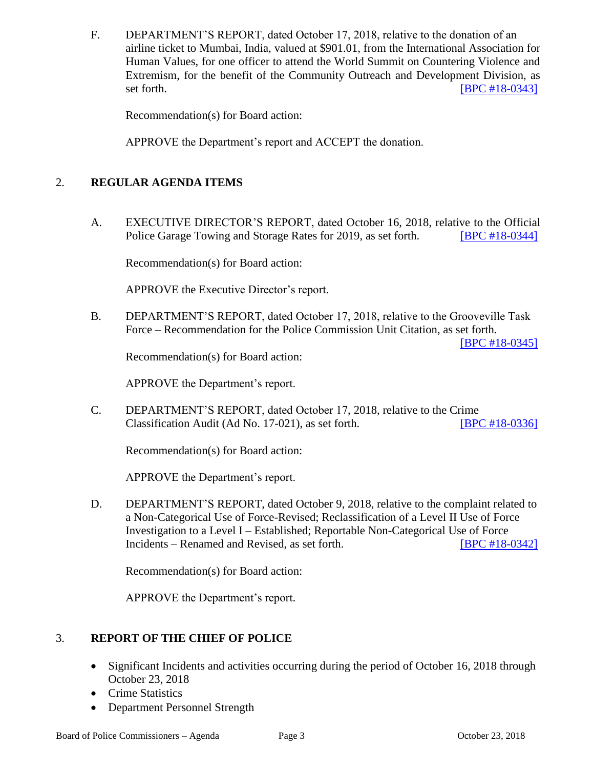F. DEPARTMENT'S REPORT, dated October 17, 2018, relative to the donation of an airline ticket to Mumbai, India, valued at $901.01, from the International Association for Human Values, for one officer to attend the World Summit on Countering Violence and Extremism, for the benefit of the Community Outreach and Development Division, as set forth. [BPC #18-0343]

Recommendation(s) for Board action:

APPROVE the Department's report and ACCEPT the donation.

## 2. REGULAR AGENDA ITEMS

A. EXECUTIVE DIRECTOR'S REPORT, dated October 16, 2018, relative to the Official Police Garage Towing and Storage Rates for 2019, as set forth. [BPC #18-0344]

Recommendation(s) for Board action:

APPROVE the Executive Director's report.

B. DEPARTMENT'S REPORT, dated October 17, 2018, relative to the Grooveville Task Force – Recommendation for the Police Commission Unit Citation, as set forth. [BPC #18-0345]

Recommendation(s) for Board action:

APPROVE the Department's report.

C. DEPARTMENT'S REPORT, dated October 17, 2018, relative to the Crime Classification Audit (Ad No. 17-021), as set forth. [BPC #18-0336]

Recommendation(s) for Board action:

APPROVE the Department's report.

D. DEPARTMENT'S REPORT, dated October 9, 2018, relative to the complaint related to a Non-Categorical Use of Force-Revised; Reclassification of a Level II Use of Force Investigation to a Level I – Established; Reportable Non-Categorical Use of Force Incidents – Renamed and Revised, as set forth. [BPC #18-0342]

Recommendation(s) for Board action:

APPROVE the Department's report.

## 3. REPORT OF THE CHIEF OF POLICE

- Significant Incidents and activities occurring during the period of October 16, 2018 through October 23, 2018
- Crime Statistics
- Department Personnel Strength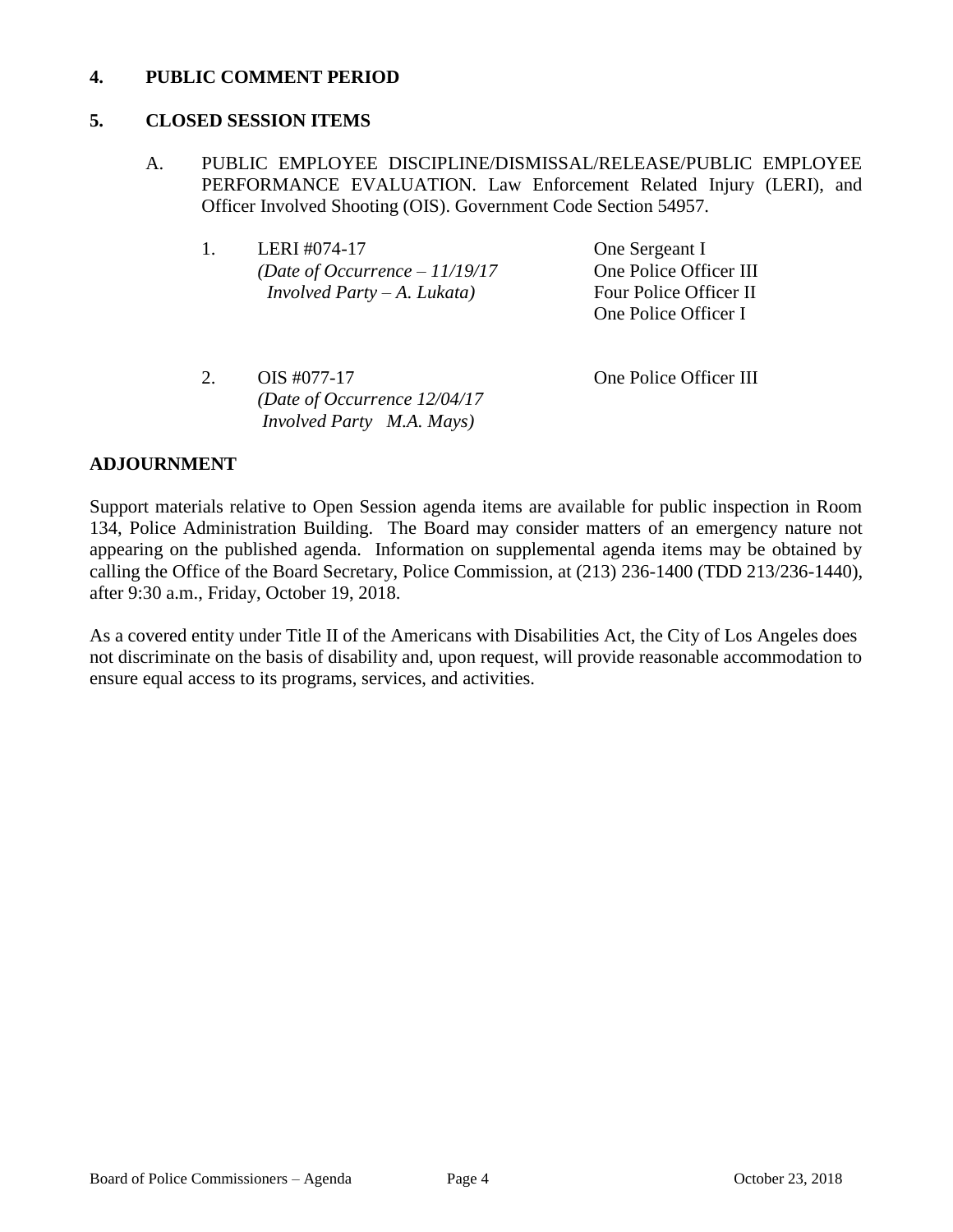**4. PUBLIC COMMENT PERIOD**

**5. CLOSED SESSION ITEMS**

A. PUBLIC EMPLOYEE DISCIPLINE/DISMISSAL/RELEASE/PUBLIC EMPLOYEE PERFORMANCE EVALUATION. Law Enforcement Related Injury (LERI), and Officer Involved Shooting (OIS). Government Code Section 54957.

1. LERI #074-17
   *(Date of Occurrence – 11/19/17*
   *Involved Party – A. Lukata)*

   One Sergeant I
   One Police Officer III
   Four Police Officer II
   One Police Officer I

2. OIS #077-17
   *(Date of Occurrence 12/04/17*
   *Involved Party M.A. Mays)*

   One Police Officer III

**ADJOURNMENT**

Support materials relative to Open Session agenda items are available for public inspection in Room 134, Police Administration Building. The Board may consider matters of an emergency nature not appearing on the published agenda. Information on supplemental agenda items may be obtained by calling the Office of the Board Secretary, Police Commission, at (213) 236-1400 (TDD 213/236-1440), after 9:30 a.m., Friday, October 19, 2018.

As a covered entity under Title II of the Americans with Disabilities Act, the City of Los Angeles does not discriminate on the basis of disability and, upon request, will provide reasonable accommodation to ensure equal access to its programs, services, and activities.